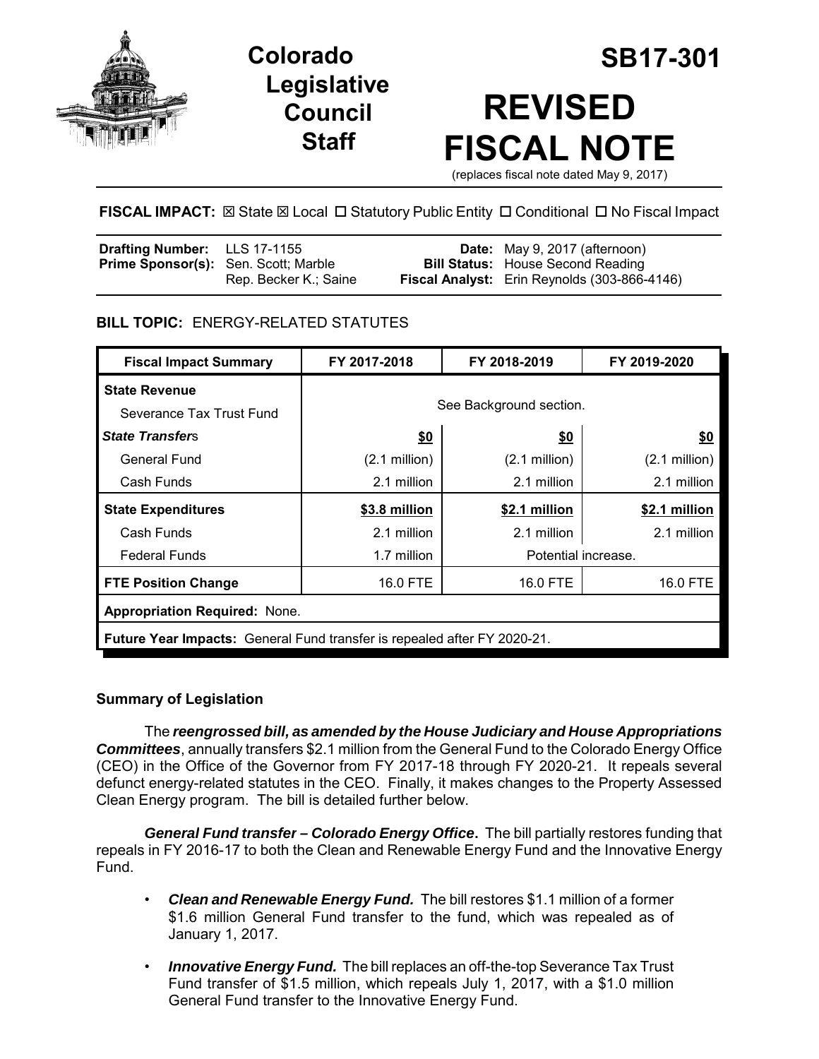# Colorado Legislative Council Staff

# SB17-301

# REVISED FISCAL NOTE

(replaces fiscal note dated May 9, 2017)

**FISCAL IMPACT:** ☒ State ☒ Local ☐ Statutory Public Entity ☐ Conditional ☐ No Fiscal Impact

| | | | |
|---|---|---|---|
| **Drafting Number:** | LLS 17-1155 | **Date:** | May 9, 2017 (afternoon) |
| **Prime Sponsor(s):** | Sen. Scott; Marble<br>Rep. Becker K.; Saine | **Bill Status:** | House Second Reading |
| | | **Fiscal Analyst:** | Erin Reynolds (303-866-4146) |

## BILL TOPIC: ENERGY-RELATED STATUTES

| Fiscal Impact Summary | FY 2017-2018 | FY 2018-2019 | FY 2019-2020 |
|---|---|---|---|
| **State Revenue** | See Background section. | | |
| Severance Tax Trust Fund | | | |
| ***State Transfers*** | **$0** | **$0** | **$0** |
| General Fund | (2.1 million) | (2.1 million) | (2.1 million) |
| Cash Funds | 2.1 million | 2.1 million | 2.1 million |
| **State Expenditures** | **$3.8 million** | **$2.1 million** | **$2.1 million** |
| Cash Funds | 2.1 million | 2.1 million | 2.1 million |
| Federal Funds | 1.7 million | Potential increase. | |
| **FTE Position Change** | 16.0 FTE | 16.0 FTE | 16.0 FTE |
| **Appropriation Required:** None. | | | |
| **Future Year Impacts:** General Fund transfer is repealed after FY 2020-21. | | | |

## Summary of Legislation

The ***reengrossed bill, as amended by the House Judiciary and House Appropriations Committees***, annually transfers $2.1 million from the General Fund to the Colorado Energy Office (CEO) in the Office of the Governor from FY 2017-18 through FY 2020-21. It repeals several defunct energy-related statutes in the CEO. Finally, it makes changes to the Property Assessed Clean Energy program. The bill is detailed further below.

***General Fund transfer – Colorado Energy Office*.** The bill partially restores funding that repeals in FY 2016-17 to both the Clean and Renewable Energy Fund and the Innovative Energy Fund.

- ***Clean and Renewable Energy Fund.*** The bill restores $1.1 million of a former $1.6 million General Fund transfer to the fund, which was repealed as of January 1, 2017.
- ***Innovative Energy Fund.*** The bill replaces an off-the-top Severance Tax Trust Fund transfer of $1.5 million, which repeals July 1, 2017, with a $1.0 million General Fund transfer to the Innovative Energy Fund.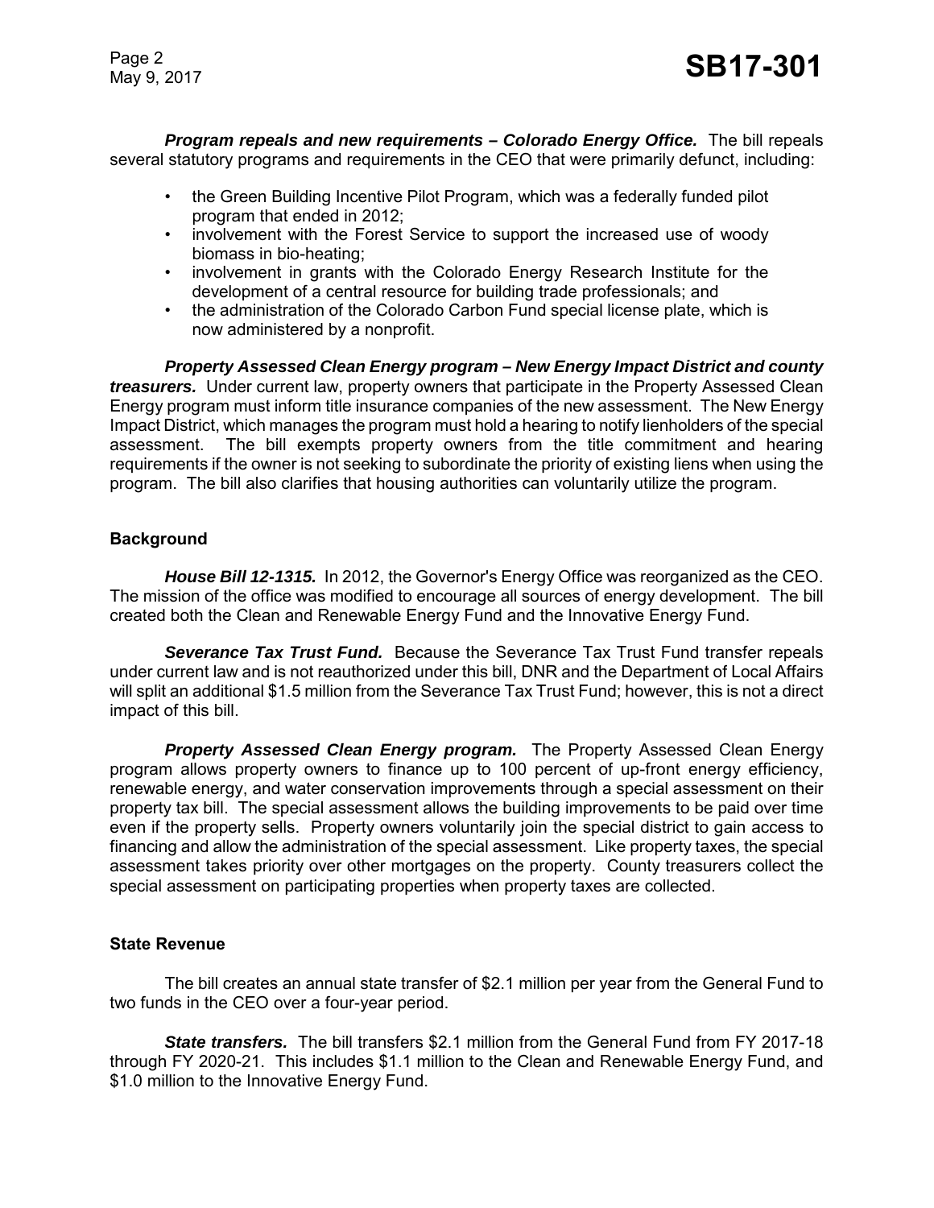***Program repeals and new requirements – Colorado Energy Office.*** The bill repeals several statutory programs and requirements in the CEO that were primarily defunct, including:

- the Green Building Incentive Pilot Program, which was a federally funded pilot program that ended in 2012;
- involvement with the Forest Service to support the increased use of woody biomass in bio-heating;
- involvement in grants with the Colorado Energy Research Institute for the development of a central resource for building trade professionals; and
- the administration of the Colorado Carbon Fund special license plate, which is now administered by a nonprofit.

***Property Assessed Clean Energy program – New Energy Impact District and county treasurers.*** Under current law, property owners that participate in the Property Assessed Clean Energy program must inform title insurance companies of the new assessment. The New Energy Impact District, which manages the program must hold a hearing to notify lienholders of the special assessment. The bill exempts property owners from the title commitment and hearing requirements if the owner is not seeking to subordinate the priority of existing liens when using the program. The bill also clarifies that housing authorities can voluntarily utilize the program.

## Background

***House Bill 12-1315.*** In 2012, the Governor's Energy Office was reorganized as the CEO. The mission of the office was modified to encourage all sources of energy development. The bill created both the Clean and Renewable Energy Fund and the Innovative Energy Fund.

***Severance Tax Trust Fund.*** Because the Severance Tax Trust Fund transfer repeals under current law and is not reauthorized under this bill, DNR and the Department of Local Affairs will split an additional $1.5 million from the Severance Tax Trust Fund; however, this is not a direct impact of this bill.

***Property Assessed Clean Energy program.*** The Property Assessed Clean Energy program allows property owners to finance up to 100 percent of up-front energy efficiency, renewable energy, and water conservation improvements through a special assessment on their property tax bill. The special assessment allows the building improvements to be paid over time even if the property sells. Property owners voluntarily join the special district to gain access to financing and allow the administration of the special assessment. Like property taxes, the special assessment takes priority over other mortgages on the property. County treasurers collect the special assessment on participating properties when property taxes are collected.

## State Revenue

The bill creates an annual state transfer of $2.1 million per year from the General Fund to two funds in the CEO over a four-year period.

***State transfers.*** The bill transfers $2.1 million from the General Fund from FY 2017-18 through FY 2020-21. This includes $1.1 million to the Clean and Renewable Energy Fund, and $1.0 million to the Innovative Energy Fund.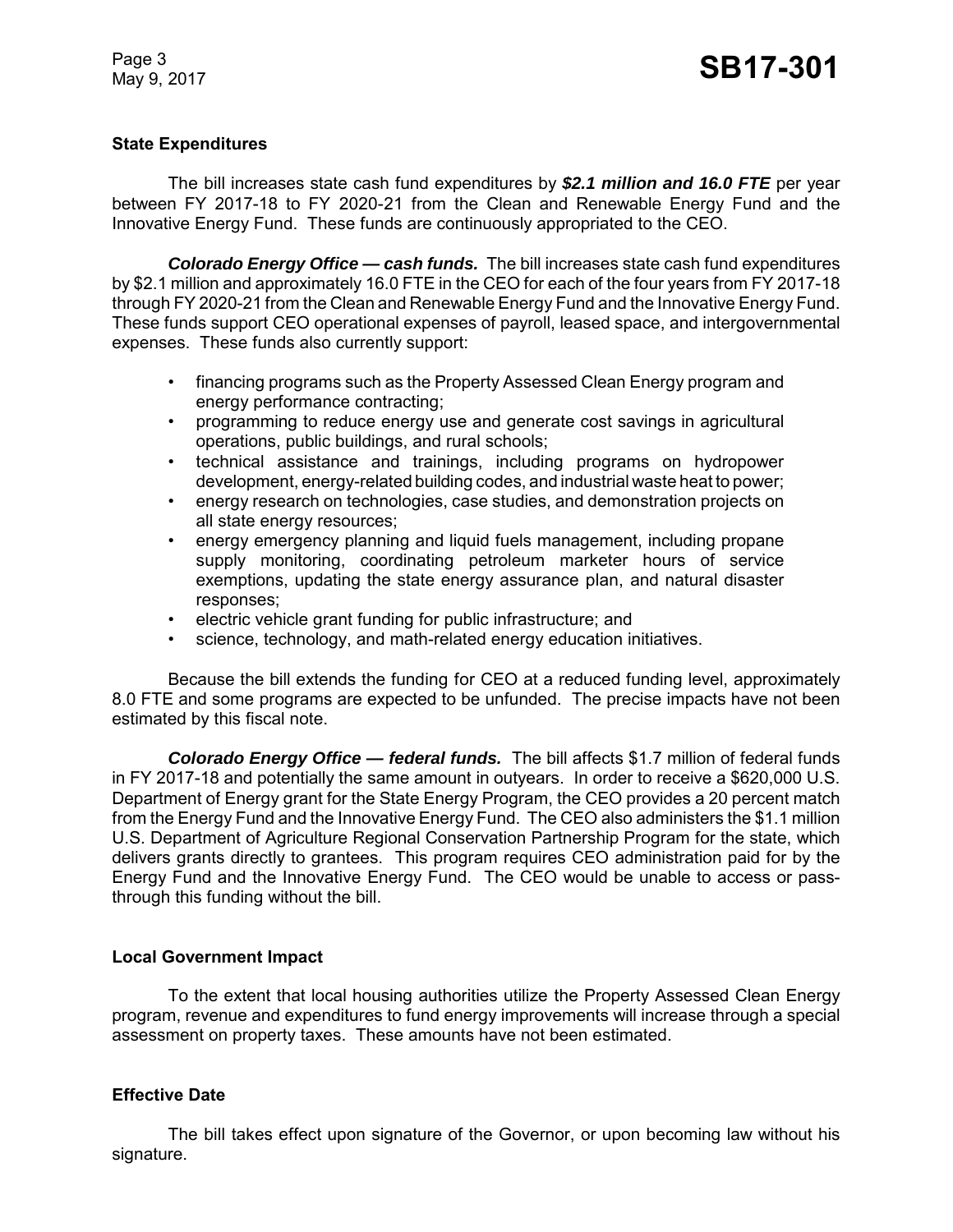### State Expenditures

The bill increases state cash fund expenditures by ***$2.1 million and 16.0 FTE*** per year between FY 2017-18 to FY 2020-21 from the Clean and Renewable Energy Fund and the Innovative Energy Fund. These funds are continuously appropriated to the CEO.

***Colorado Energy Office — cash funds.*** The bill increases state cash fund expenditures by $2.1 million and approximately 16.0 FTE in the CEO for each of the four years from FY 2017-18 through FY 2020-21 from the Clean and Renewable Energy Fund and the Innovative Energy Fund. These funds support CEO operational expenses of payroll, leased space, and intergovernmental expenses. These funds also currently support:

- financing programs such as the Property Assessed Clean Energy program and energy performance contracting;
- programming to reduce energy use and generate cost savings in agricultural operations, public buildings, and rural schools;
- technical assistance and trainings, including programs on hydropower development, energy-related building codes, and industrial waste heat to power;
- energy research on technologies, case studies, and demonstration projects on all state energy resources;
- energy emergency planning and liquid fuels management, including propane supply monitoring, coordinating petroleum marketer hours of service exemptions, updating the state energy assurance plan, and natural disaster responses;
- electric vehicle grant funding for public infrastructure; and
- science, technology, and math-related energy education initiatives.

Because the bill extends the funding for CEO at a reduced funding level, approximately 8.0 FTE and some programs are expected to be unfunded. The precise impacts have not been estimated by this fiscal note.

***Colorado Energy Office — federal funds.*** The bill affects $1.7 million of federal funds in FY 2017-18 and potentially the same amount in outyears. In order to receive a $620,000 U.S. Department of Energy grant for the State Energy Program, the CEO provides a 20 percent match from the Energy Fund and the Innovative Energy Fund. The CEO also administers the $1.1 million U.S. Department of Agriculture Regional Conservation Partnership Program for the state, which delivers grants directly to grantees. This program requires CEO administration paid for by the Energy Fund and the Innovative Energy Fund. The CEO would be unable to access or pass-through this funding without the bill.

### Local Government Impact

To the extent that local housing authorities utilize the Property Assessed Clean Energy program, revenue and expenditures to fund energy improvements will increase through a special assessment on property taxes. These amounts have not been estimated.

### Effective Date

The bill takes effect upon signature of the Governor, or upon becoming law without his signature.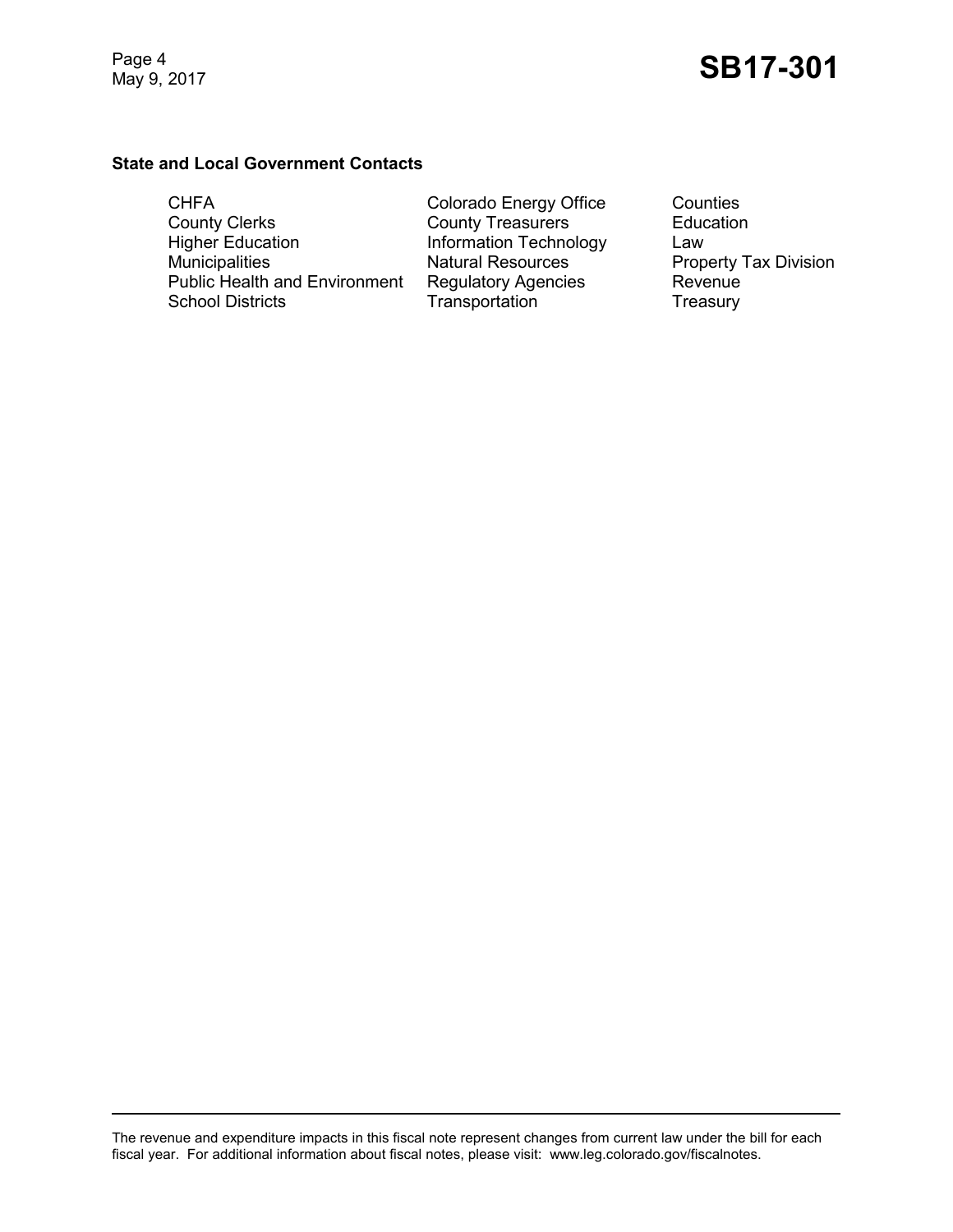**State and Local Government Contacts**

| | | |
|---|---|---|
| CHFA | Colorado Energy Office | Counties |
| County Clerks | County Treasurers | Education |
| Higher Education | Information Technology | Law |
| Municipalities | Natural Resources | Property Tax Division |
| Public Health and Environment | Regulatory Agencies | Revenue |
| School Districts | Transportation | Treasury |

The revenue and expenditure impacts in this fiscal note represent changes from current law under the bill for each fiscal year. For additional information about fiscal notes, please visit: www.leg.colorado.gov/fiscalnotes.